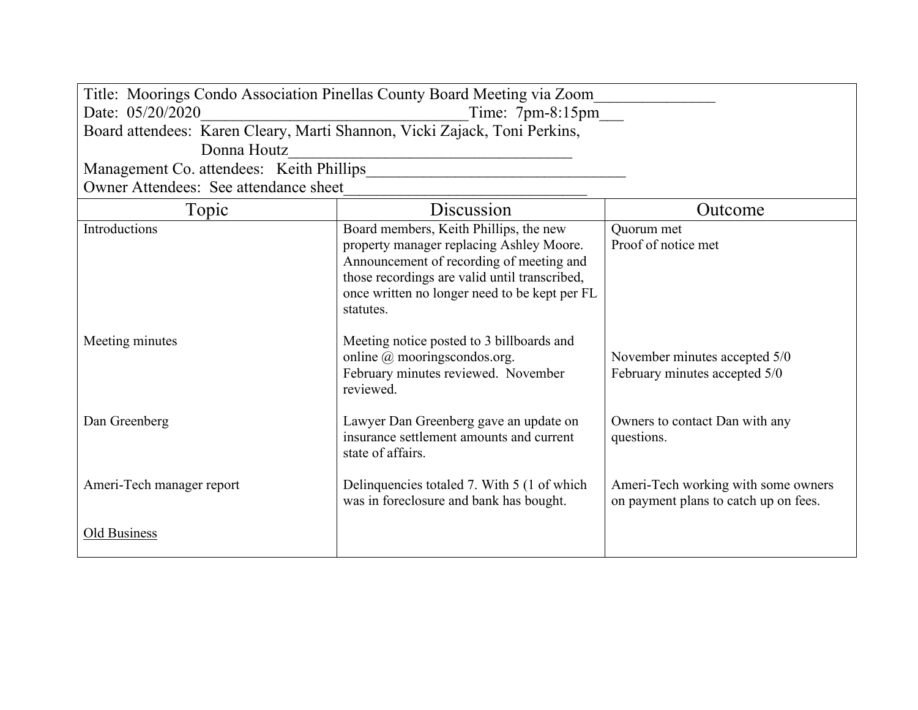Title: Moorings Condo Association Pinellas County Board Meeting via Zoom______________
Date: 05/20/2020________________________________Time: 7pm-8:15pm___
Board attendees: Karen Cleary, Marti Shannon, Vicki Zajack, Toni Perkins, Donna Houtz__________________________________
Management Co. attendees: Keith Phillips_______________________________
Owner Attendees: See attendance sheet____________________________

| Topic | Discussion | Outcome |
|---|---|---|
| Introductions | Board members, Keith Phillips, the new property manager replacing Ashley Moore. Announcement of recording of meeting and those recordings are valid until transcribed, once written no longer need to be kept per FL statutes. | Quorum met<br>Proof of notice met |
| Meeting minutes | Meeting notice posted to 3 billboards and online @ mooringscondos.org.<br>February minutes reviewed. November reviewed. | November minutes accepted 5/0<br>February minutes accepted 5/0 |
| Dan Greenberg | Lawyer Dan Greenberg gave an update on insurance settlement amounts and current state of affairs. | Owners to contact Dan with any questions. |
| Ameri-Tech manager report | Delinquencies totaled 7. With 5 (1 of which was in foreclosure and bank has bought. | Ameri-Tech working with some owners on payment plans to catch up on fees. |
| Old Business | | |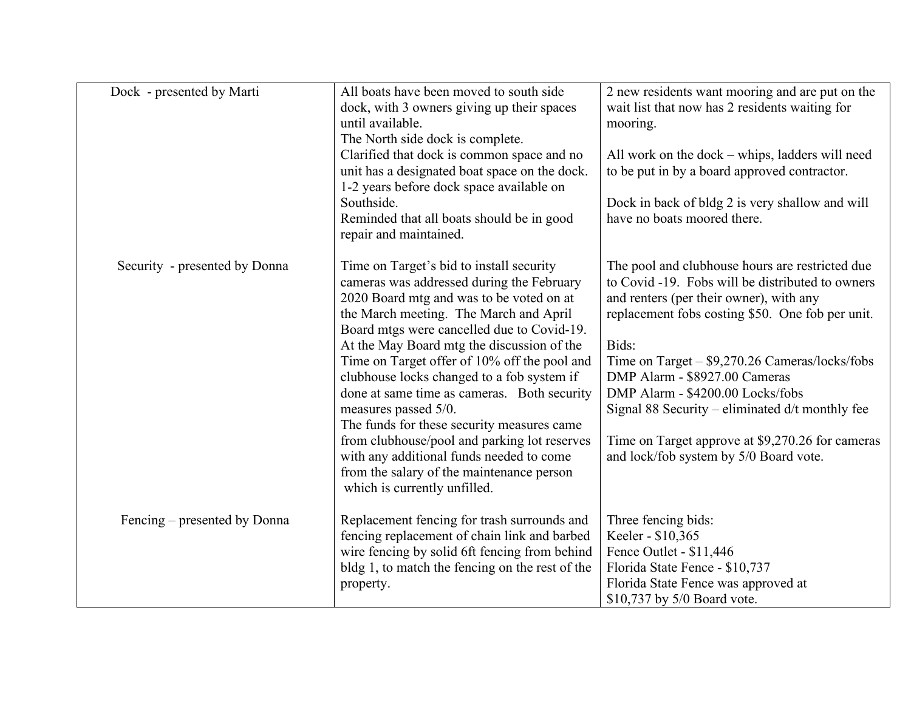| Dock - presented by Marti | All boats have been moved to south side dock, with 3 owners giving up their spaces until available.<br>The North side dock is complete.<br>Clarified that dock is common space and no unit has a designated boat space on the dock.<br>1-2 years before dock space available on Southside.<br>Reminded that all boats should be in good repair and maintained. | 2 new residents want mooring and are put on the wait list that now has 2 residents waiting for mooring.<br><br>All work on the dock – whips, ladders will need to be put in by a board approved contractor.<br><br>Dock in back of bldg 2 is very shallow and will have no boats moored there. |
|---|---|---|
| Security - presented by Donna | Time on Target's bid to install security cameras was addressed during the February 2020 Board mtg and was to be voted on at the March meeting. The March and April Board mtgs were cancelled due to Covid-19. At the May Board mtg the discussion of the Time on Target offer of 10% off the pool and clubhouse locks changed to a fob system if done at same time as cameras. Both security measures passed 5/0.<br>The funds for these security measures came from clubhouse/pool and parking lot reserves with any additional funds needed to come from the salary of the maintenance person which is currently unfilled. | The pool and clubhouse hours are restricted due to Covid -19. Fobs will be distributed to owners and renters (per their owner), with any replacement fobs costing $50. One fob per unit.<br><br>Bids:<br>Time on Target – $9,270.26 Cameras/locks/fobs<br>DMP Alarm - $8927.00 Cameras<br>DMP Alarm - $4200.00 Locks/fobs<br>Signal 88 Security – eliminated d/t monthly fee<br><br>Time on Target approve at $9,270.26 for cameras and lock/fob system by 5/0 Board vote. |
| Fencing – presented by Donna | Replacement fencing for trash surrounds and fencing replacement of chain link and barbed wire fencing by solid 6ft fencing from behind bldg 1, to match the fencing on the rest of the property. | Three fencing bids:<br>Keeler - $10,365<br>Fence Outlet - $11,446<br>Florida State Fence - $10,737<br>Florida State Fence was approved at $10,737 by 5/0 Board vote. |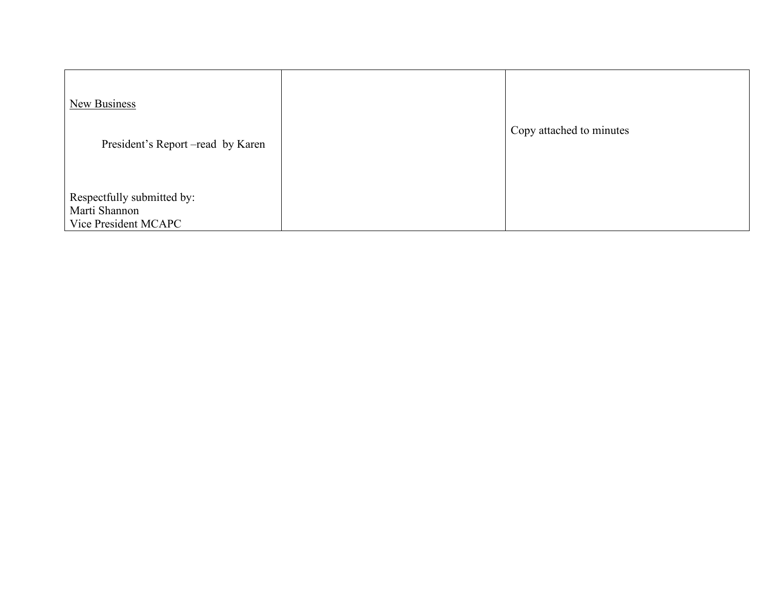| | | |
|---|---|---|
| New Business<br><br>President's Report –read by Karen<br><br>Respectfully submitted by:<br>Marti Shannon<br>Vice President MCAPC | | Copy attached to minutes |